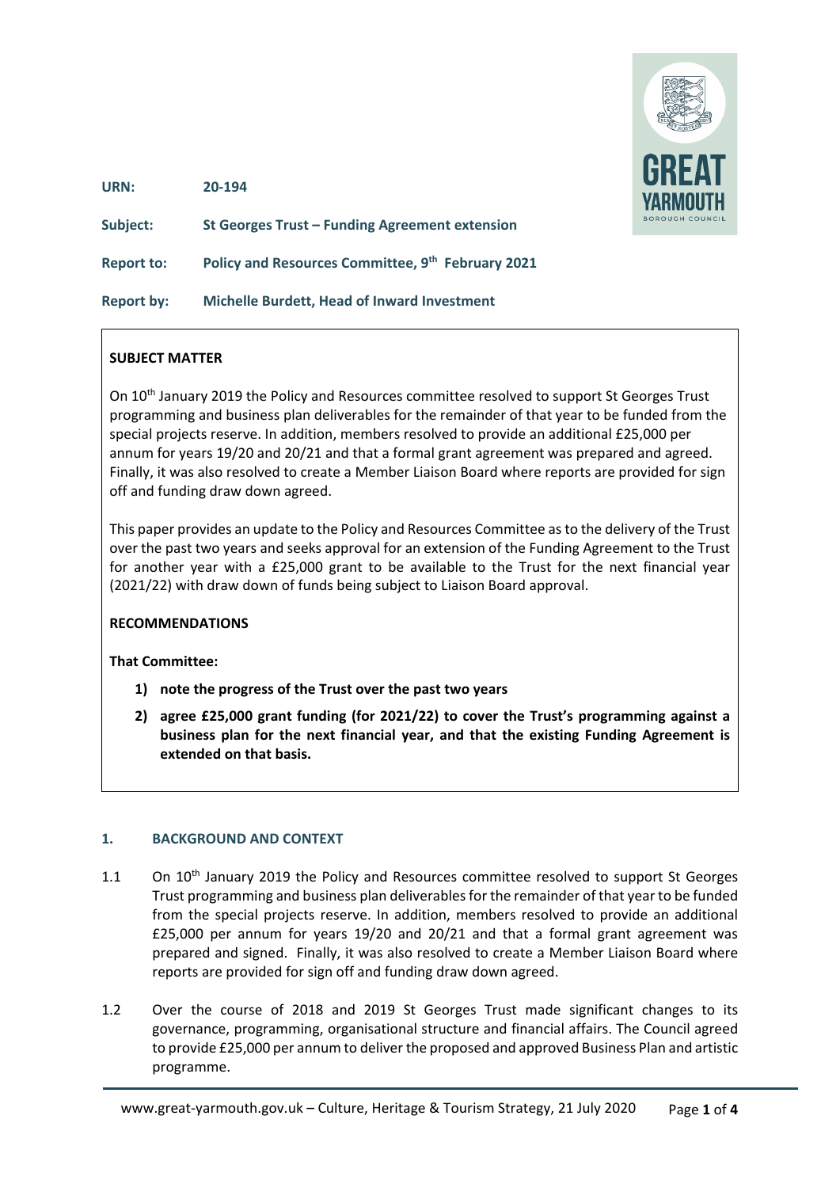| | |
|---|---|
| **URN:** | **20-194** |
| **Subject:** | **St Georges Trust – Funding Agreement extension** |
| **Report to:** | **Policy and Resources Committee, 9th February 2021** |
| **Report by:** | **Michelle Burdett, Head of Inward Investment** |

**SUBJECT MATTER**

On 10th January 2019 the Policy and Resources committee resolved to support St Georges Trust programming and business plan deliverables for the remainder of that year to be funded from the special projects reserve. In addition, members resolved to provide an additional £25,000 per annum for years 19/20 and 20/21 and that a formal grant agreement was prepared and agreed. Finally, it was also resolved to create a Member Liaison Board where reports are provided for sign off and funding draw down agreed.

This paper provides an update to the Policy and Resources Committee as to the delivery of the Trust over the past two years and seeks approval for an extension of the Funding Agreement to the Trust for another year with a £25,000 grant to be available to the Trust for the next financial year (2021/22) with draw down of funds being subject to Liaison Board approval.

**RECOMMENDATIONS**

**That Committee:**

1) **note the progress of the Trust over the past two years**
2) **agree £25,000 grant funding (for 2021/22) to cover the Trust's programming against a business plan for the next financial year, and that the existing Funding Agreement is extended on that basis.**

## 1. BACKGROUND AND CONTEXT

1.1 On 10th January 2019 the Policy and Resources committee resolved to support St Georges Trust programming and business plan deliverables for the remainder of that year to be funded from the special projects reserve. In addition, members resolved to provide an additional £25,000 per annum for years 19/20 and 20/21 and that a formal grant agreement was prepared and signed. Finally, it was also resolved to create a Member Liaison Board where reports are provided for sign off and funding draw down agreed.

1.2 Over the course of 2018 and 2019 St Georges Trust made significant changes to its governance, programming, organisational structure and financial affairs. The Council agreed to provide £25,000 per annum to deliver the proposed and approved Business Plan and artistic programme.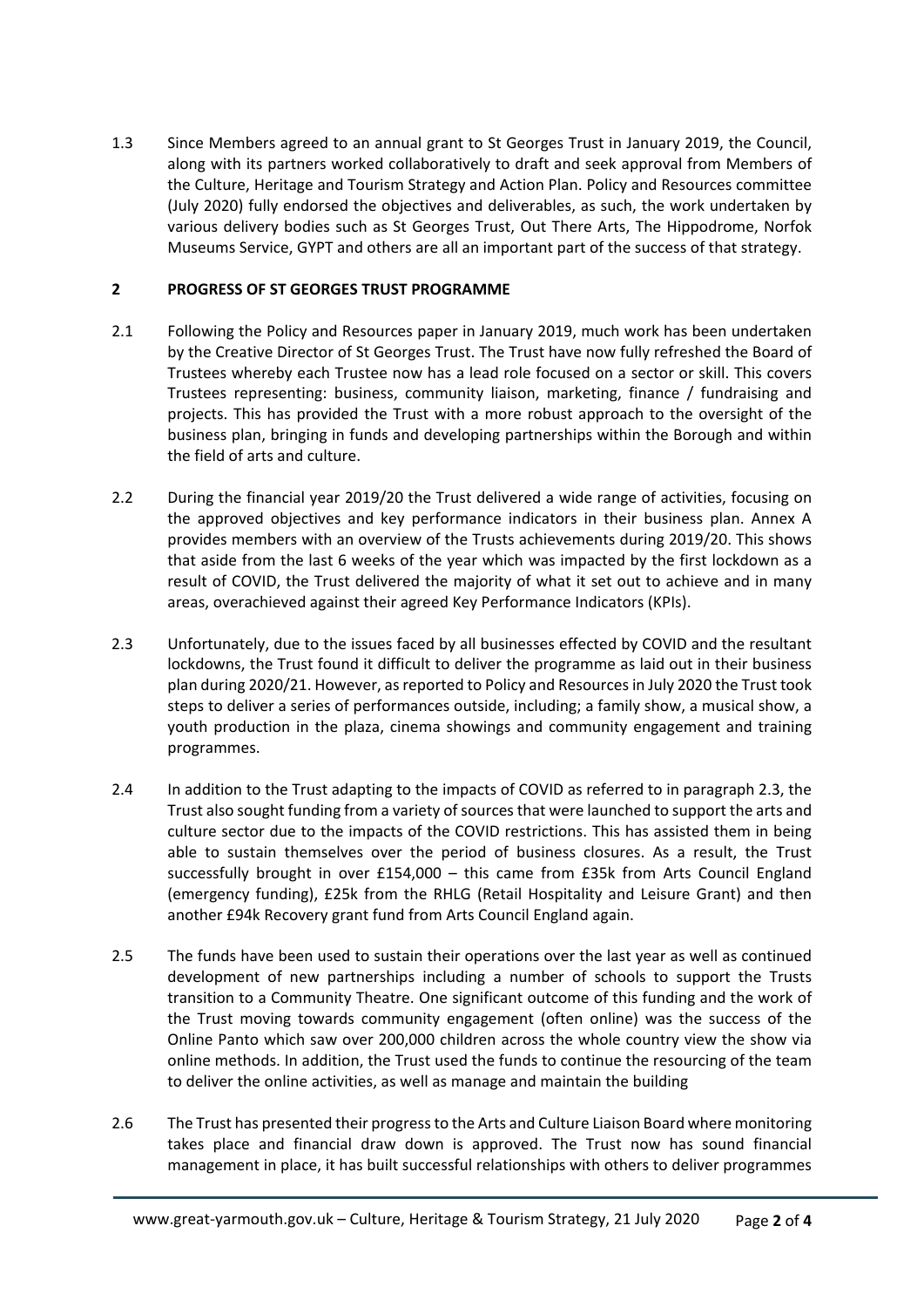1.3 Since Members agreed to an annual grant to St Georges Trust in January 2019, the Council, along with its partners worked collaboratively to draft and seek approval from Members of the Culture, Heritage and Tourism Strategy and Action Plan. Policy and Resources committee (July 2020) fully endorsed the objectives and deliverables, as such, the work undertaken by various delivery bodies such as St Georges Trust, Out There Arts, The Hippodrome, Norfok Museums Service, GYPT and others are all an important part of the success of that strategy.

## 2 PROGRESS OF ST GEORGES TRUST PROGRAMME

2.1 Following the Policy and Resources paper in January 2019, much work has been undertaken by the Creative Director of St Georges Trust. The Trust have now fully refreshed the Board of Trustees whereby each Trustee now has a lead role focused on a sector or skill. This covers Trustees representing: business, community liaison, marketing, finance / fundraising and projects. This has provided the Trust with a more robust approach to the oversight of the business plan, bringing in funds and developing partnerships within the Borough and within the field of arts and culture.

2.2 During the financial year 2019/20 the Trust delivered a wide range of activities, focusing on the approved objectives and key performance indicators in their business plan. Annex A provides members with an overview of the Trusts achievements during 2019/20. This shows that aside from the last 6 weeks of the year which was impacted by the first lockdown as a result of COVID, the Trust delivered the majority of what it set out to achieve and in many areas, overachieved against their agreed Key Performance Indicators (KPIs).

2.3 Unfortunately, due to the issues faced by all businesses effected by COVID and the resultant lockdowns, the Trust found it difficult to deliver the programme as laid out in their business plan during 2020/21. However, as reported to Policy and Resources in July 2020 the Trust took steps to deliver a series of performances outside, including; a family show, a musical show, a youth production in the plaza, cinema showings and community engagement and training programmes.

2.4 In addition to the Trust adapting to the impacts of COVID as referred to in paragraph 2.3, the Trust also sought funding from a variety of sources that were launched to support the arts and culture sector due to the impacts of the COVID restrictions. This has assisted them in being able to sustain themselves over the period of business closures. As a result, the Trust successfully brought in over £154,000 – this came from £35k from Arts Council England (emergency funding), £25k from the RHLG (Retail Hospitality and Leisure Grant) and then another £94k Recovery grant fund from Arts Council England again.

2.5 The funds have been used to sustain their operations over the last year as well as continued development of new partnerships including a number of schools to support the Trusts transition to a Community Theatre. One significant outcome of this funding and the work of the Trust moving towards community engagement (often online) was the success of the Online Panto which saw over 200,000 children across the whole country view the show via online methods. In addition, the Trust used the funds to continue the resourcing of the team to deliver the online activities, as well as manage and maintain the building

2.6 The Trust has presented their progress to the Arts and Culture Liaison Board where monitoring takes place and financial draw down is approved. The Trust now has sound financial management in place, it has built successful relationships with others to deliver programmes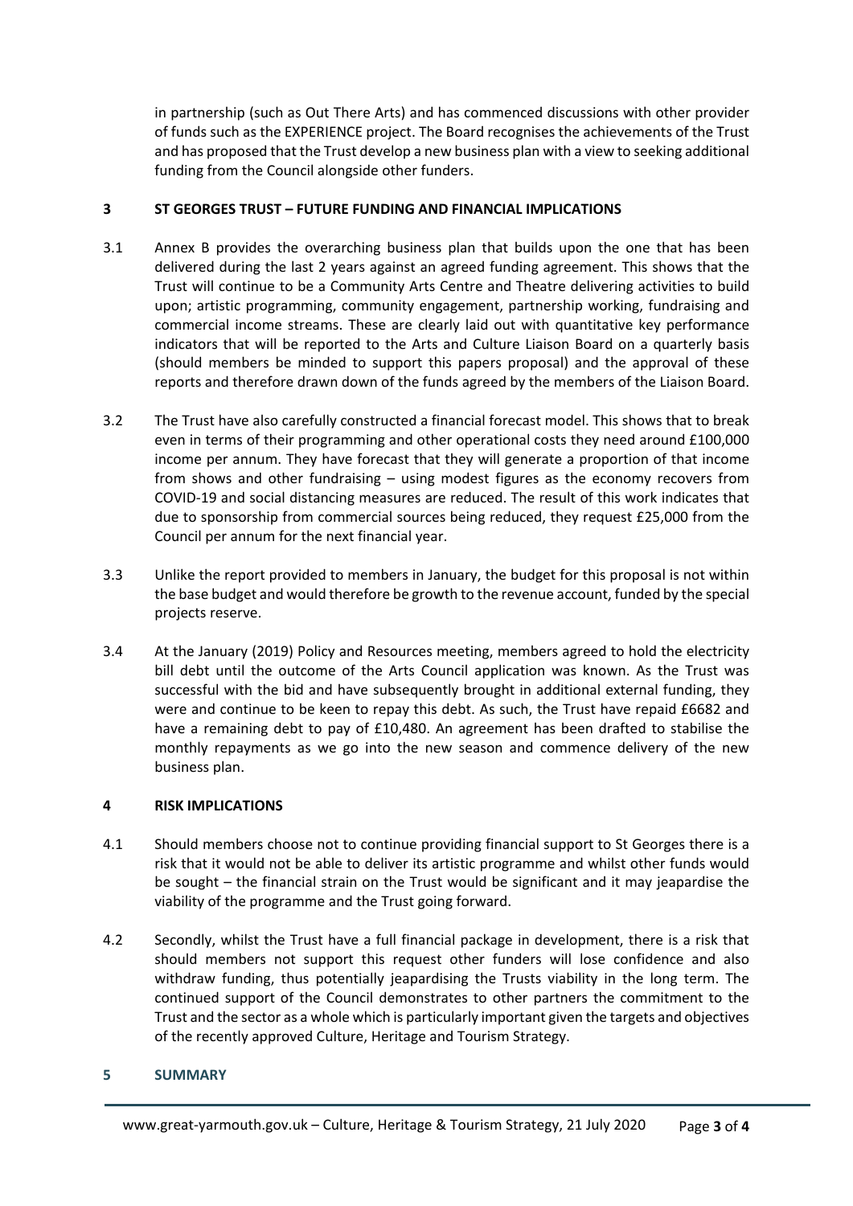in partnership (such as Out There Arts) and has commenced discussions with other provider of funds such as the EXPERIENCE project. The Board recognises the achievements of the Trust and has proposed that the Trust develop a new business plan with a view to seeking additional funding from the Council alongside other funders.

## 3 ST GEORGES TRUST – FUTURE FUNDING AND FINANCIAL IMPLICATIONS

3.1 Annex B provides the overarching business plan that builds upon the one that has been delivered during the last 2 years against an agreed funding agreement. This shows that the Trust will continue to be a Community Arts Centre and Theatre delivering activities to build upon; artistic programming, community engagement, partnership working, fundraising and commercial income streams. These are clearly laid out with quantitative key performance indicators that will be reported to the Arts and Culture Liaison Board on a quarterly basis (should members be minded to support this papers proposal) and the approval of these reports and therefore drawn down of the funds agreed by the members of the Liaison Board.

3.2 The Trust have also carefully constructed a financial forecast model. This shows that to break even in terms of their programming and other operational costs they need around £100,000 income per annum. They have forecast that they will generate a proportion of that income from shows and other fundraising – using modest figures as the economy recovers from COVID-19 and social distancing measures are reduced. The result of this work indicates that due to sponsorship from commercial sources being reduced, they request £25,000 from the Council per annum for the next financial year.

3.3 Unlike the report provided to members in January, the budget for this proposal is not within the base budget and would therefore be growth to the revenue account, funded by the special projects reserve.

3.4 At the January (2019) Policy and Resources meeting, members agreed to hold the electricity bill debt until the outcome of the Arts Council application was known. As the Trust was successful with the bid and have subsequently brought in additional external funding, they were and continue to be keen to repay this debt. As such, the Trust have repaid £6682 and have a remaining debt to pay of £10,480. An agreement has been drafted to stabilise the monthly repayments as we go into the new season and commence delivery of the new business plan.

## 4 RISK IMPLICATIONS

4.1 Should members choose not to continue providing financial support to St Georges there is a risk that it would not be able to deliver its artistic programme and whilst other funds would be sought – the financial strain on the Trust would be significant and it may jeapardise the viability of the programme and the Trust going forward.

4.2 Secondly, whilst the Trust have a full financial package in development, there is a risk that should members not support this request other funders will lose confidence and also withdraw funding, thus potentially jeapardising the Trusts viability in the long term. The continued support of the Council demonstrates to other partners the commitment to the Trust and the sector as a whole which is particularly important given the targets and objectives of the recently approved Culture, Heritage and Tourism Strategy.

## 5 SUMMARY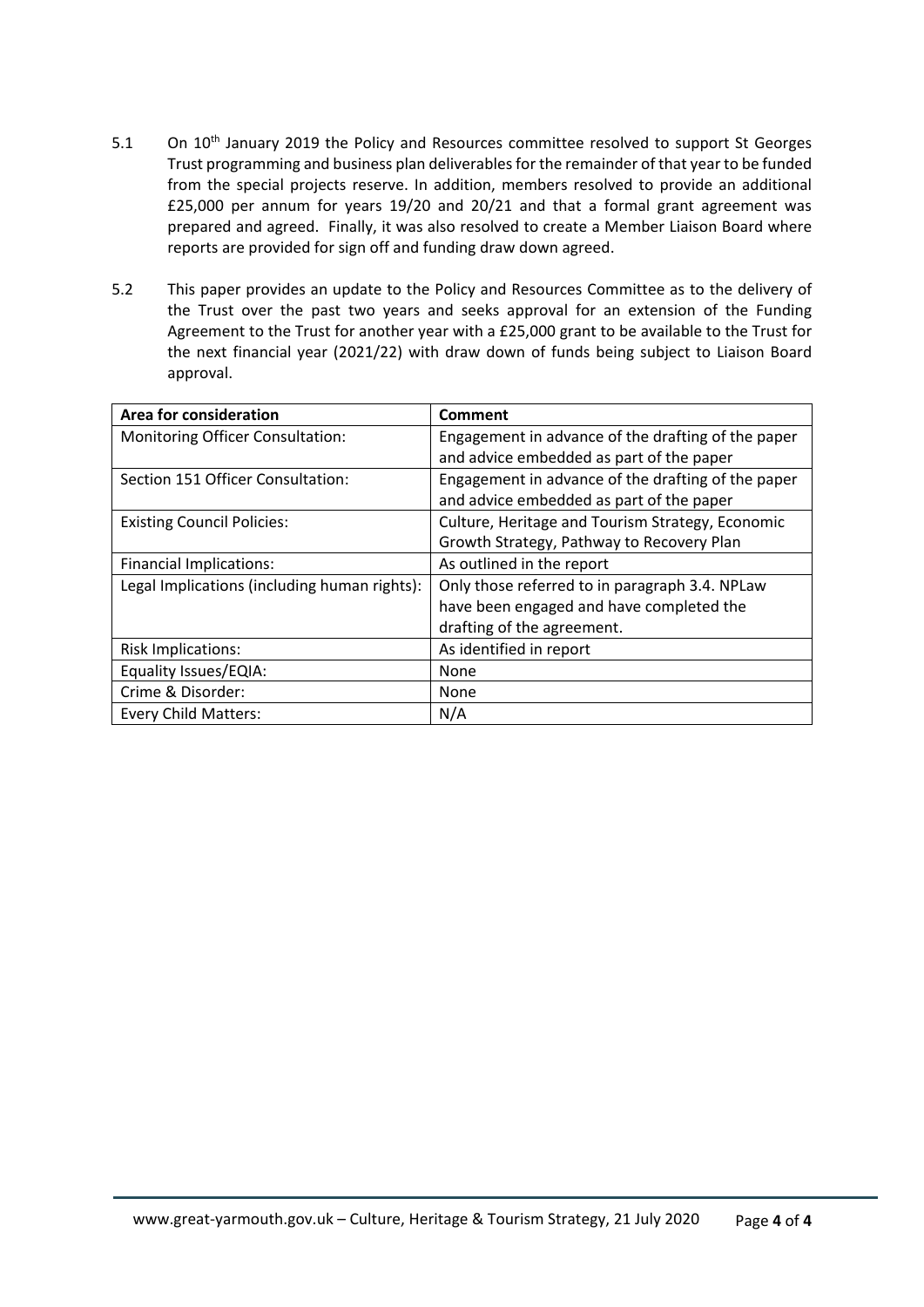5.1 On 10th January 2019 the Policy and Resources committee resolved to support St Georges Trust programming and business plan deliverables for the remainder of that year to be funded from the special projects reserve. In addition, members resolved to provide an additional £25,000 per annum for years 19/20 and 20/21 and that a formal grant agreement was prepared and agreed. Finally, it was also resolved to create a Member Liaison Board where reports are provided for sign off and funding draw down agreed.

5.2 This paper provides an update to the Policy and Resources Committee as to the delivery of the Trust over the past two years and seeks approval for an extension of the Funding Agreement to the Trust for another year with a £25,000 grant to be available to the Trust for the next financial year (2021/22) with draw down of funds being subject to Liaison Board approval.

| Area for consideration | Comment |
| --- | --- |
| Monitoring Officer Consultation: | Engagement in advance of the drafting of the paper and advice embedded as part of the paper |
| Section 151 Officer Consultation: | Engagement in advance of the drafting of the paper and advice embedded as part of the paper |
| Existing Council Policies: | Culture, Heritage and Tourism Strategy, Economic Growth Strategy, Pathway to Recovery Plan |
| Financial Implications: | As outlined in the report |
| Legal Implications (including human rights): | Only those referred to in paragraph 3.4. NPLaw have been engaged and have completed the drafting of the agreement. |
| Risk Implications: | As identified in report |
| Equality Issues/EQIA: | None |
| Crime & Disorder: | None |
| Every Child Matters: | N/A |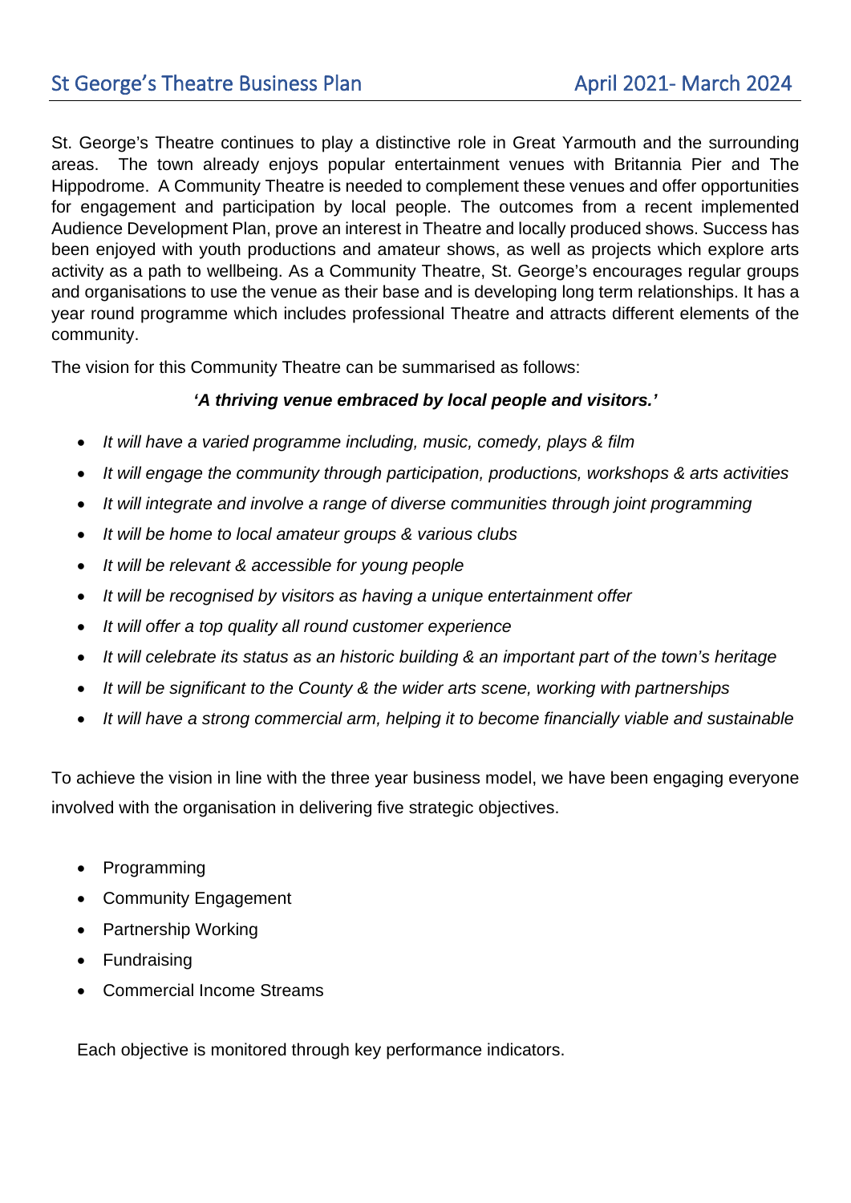St. George's Theatre continues to play a distinctive role in Great Yarmouth and the surrounding areas. The town already enjoys popular entertainment venues with Britannia Pier and The Hippodrome. A Community Theatre is needed to complement these venues and offer opportunities for engagement and participation by local people. The outcomes from a recent implemented Audience Development Plan, prove an interest in Theatre and locally produced shows. Success has been enjoyed with youth productions and amateur shows, as well as projects which explore arts activity as a path to wellbeing. As a Community Theatre, St. George's encourages regular groups and organisations to use the venue as their base and is developing long term relationships. It has a year round programme which includes professional Theatre and attracts different elements of the community.

The vision for this Community Theatre can be summarised as follows:

***'A thriving venue embraced by local people and visitors.'***

- *It will have a varied programme including, music, comedy, plays & film*
- *It will engage the community through participation, productions, workshops & arts activities*
- *It will integrate and involve a range of diverse communities through joint programming*
- *It will be home to local amateur groups & various clubs*
- *It will be relevant & accessible for young people*
- *It will be recognised by visitors as having a unique entertainment offer*
- *It will offer a top quality all round customer experience*
- *It will celebrate its status as an historic building & an important part of the town's heritage*
- *It will be significant to the County & the wider arts scene, working with partnerships*
- *It will have a strong commercial arm, helping it to become financially viable and sustainable*

To achieve the vision in line with the three year business model, we have been engaging everyone involved with the organisation in delivering five strategic objectives.

- Programming
- Community Engagement
- Partnership Working
- Fundraising
- Commercial Income Streams

Each objective is monitored through key performance indicators.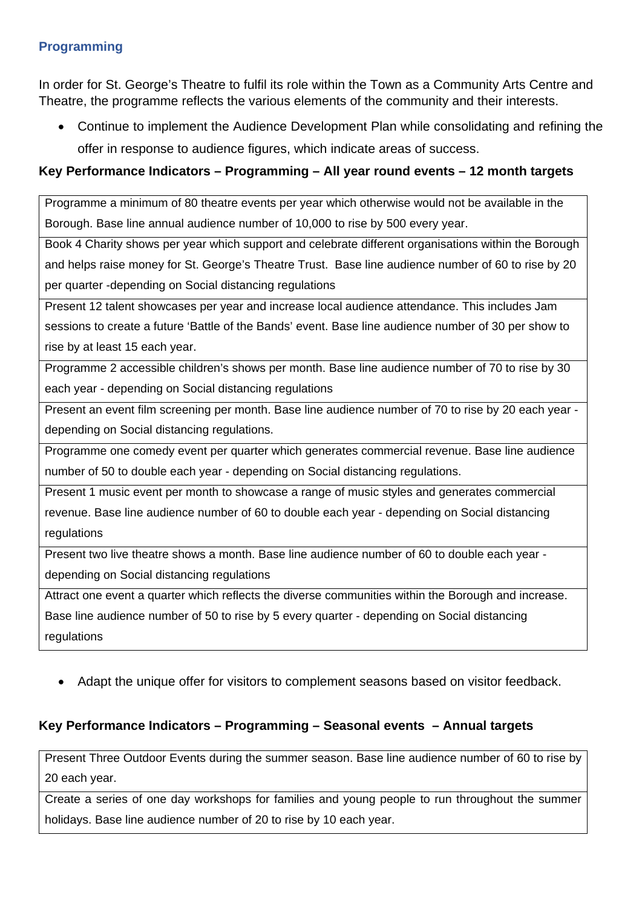## Programming

In order for St. George's Theatre to fulfil its role within the Town as a Community Arts Centre and Theatre, the programme reflects the various elements of the community and their interests.

- Continue to implement the Audience Development Plan while consolidating and refining the offer in response to audience figures, which indicate areas of success.

**Key Performance Indicators – Programming – All year round events – 12 month targets**

| |
|---|
| Programme a minimum of 80 theatre events per year which otherwise would not be available in the Borough. Base line annual audience number of 10,000 to rise by 500 every year. |
| Book 4 Charity shows per year which support and celebrate different organisations within the Borough and helps raise money for St. George's Theatre Trust. Base line audience number of 60 to rise by 20 per quarter -depending on Social distancing regulations |
| Present 12 talent showcases per year and increase local audience attendance. This includes Jam sessions to create a future 'Battle of the Bands' event. Base line audience number of 30 per show to rise by at least 15 each year. |
| Programme 2 accessible children's shows per month. Base line audience number of 70 to rise by 30 each year - depending on Social distancing regulations |
| Present an event film screening per month. Base line audience number of 70 to rise by 20 each year - depending on Social distancing regulations. |
| Programme one comedy event per quarter which generates commercial revenue. Base line audience number of 50 to double each year - depending on Social distancing regulations. |
| Present 1 music event per month to showcase a range of music styles and generates commercial revenue. Base line audience number of 60 to double each year - depending on Social distancing regulations |
| Present two live theatre shows a month. Base line audience number of 60 to double each year - depending on Social distancing regulations |
| Attract one event a quarter which reflects the diverse communities within the Borough and increase. Base line audience number of 50 to rise by 5 every quarter - depending on Social distancing regulations |

- Adapt the unique offer for visitors to complement seasons based on visitor feedback.

**Key Performance Indicators – Programming – Seasonal events – Annual targets**

| |
|---|
| Present Three Outdoor Events during the summer season. Base line audience number of 60 to rise by 20 each year. |
| Create a series of one day workshops for families and young people to run throughout the summer holidays. Base line audience number of 20 to rise by 10 each year. |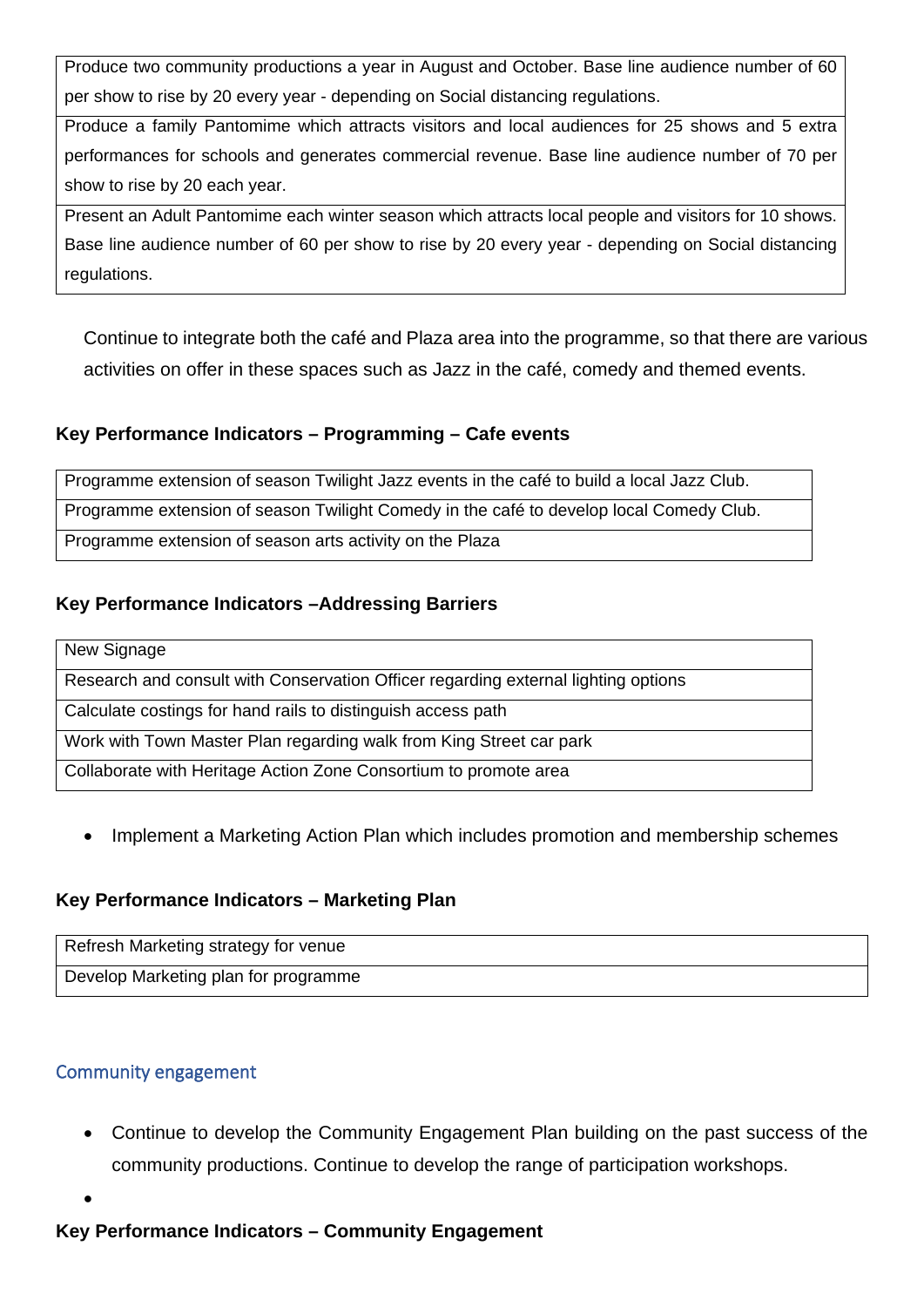| Produce two community productions a year in August and October. Base line audience number of 60 per show to rise by 20 every year - depending on Social distancing regulations. |
|---|
| Produce a family Pantomime which attracts visitors and local audiences for 25 shows and 5 extra performances for schools and generates commercial revenue. Base line audience number of 70 per show to rise by 20 each year. |
| Present an Adult Pantomime each winter season which attracts local people and visitors for 10 shows. Base line audience number of 60 per show to rise by 20 every year - depending on Social distancing regulations. |

Continue to integrate both the café and Plaza area into the programme, so that there are various activities on offer in these spaces such as Jazz in the café, comedy and themed events.

**Key Performance Indicators – Programming – Cafe events**

| Programme extension of season Twilight Jazz events in the café to build a local Jazz Club. |
|---|
| Programme extension of season Twilight Comedy in the café to develop local Comedy Club. |
| Programme extension of season arts activity on the Plaza |

**Key Performance Indicators –Addressing Barriers**

| New Signage |
|---|
| Research and consult with Conservation Officer regarding external lighting options |
| Calculate costings for hand rails to distinguish access path |
| Work with Town Master Plan regarding walk from King Street car park |
| Collaborate with Heritage Action Zone Consortium to promote area |

- Implement a Marketing Action Plan which includes promotion and membership schemes

**Key Performance Indicators – Marketing Plan**

| Refresh Marketing strategy for venue |
|---|
| Develop Marketing plan for programme |

## Community engagement

- Continue to develop the Community Engagement Plan building on the past success of the community productions. Continue to develop the range of participation workshops.
-

**Key Performance Indicators – Community Engagement**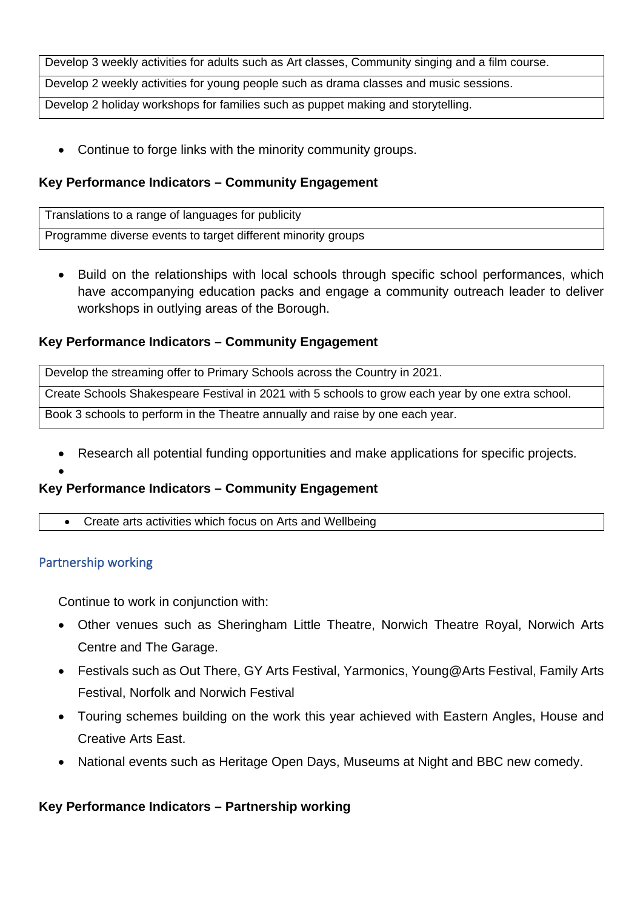| Develop 3 weekly activities for adults such as Art classes, Community singing and a film course. |
|---|
| Develop 2 weekly activities for young people such as drama classes and music sessions. |
| Develop 2 holiday workshops for families such as puppet making and storytelling. |

- Continue to forge links with the minority community groups.

**Key Performance Indicators – Community Engagement**

| Translations to a range of languages for publicity |
|---|
| Programme diverse events to target different minority groups |

- Build on the relationships with local schools through specific school performances, which have accompanying education packs and engage a community outreach leader to deliver workshops in outlying areas of the Borough.

**Key Performance Indicators – Community Engagement**

| Develop the streaming offer to Primary Schools across the Country in 2021. |
|---|
| Create Schools Shakespeare Festival in 2021 with 5 schools to grow each year by one extra school. |
| Book 3 schools to perform in the Theatre annually and raise by one each year. |

- Research all potential funding opportunities and make applications for specific projects.

**Key Performance Indicators – Community Engagement**

| • Create arts activities which focus on Arts and Wellbeing |
|---|

## Partnership working

Continue to work in conjunction with:

- Other venues such as Sheringham Little Theatre, Norwich Theatre Royal, Norwich Arts Centre and The Garage.
- Festivals such as Out There, GY Arts Festival, Yarmonics, Young@Arts Festival, Family Arts Festival, Norfolk and Norwich Festival
- Touring schemes building on the work this year achieved with Eastern Angles, House and Creative Arts East.
- National events such as Heritage Open Days, Museums at Night and BBC new comedy.

**Key Performance Indicators – Partnership working**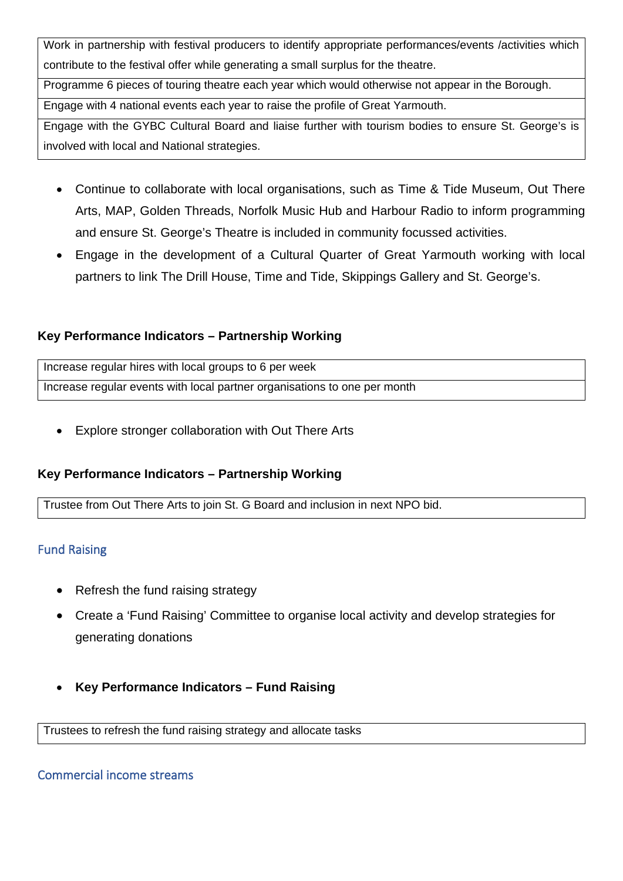| Work in partnership with festival producers to identify appropriate performances/events /activities which contribute to the festival offer while generating a small surplus for the theatre. |
|---|
| Programme 6 pieces of touring theatre each year which would otherwise not appear in the Borough. |
| Engage with 4 national events each year to raise the profile of Great Yarmouth. |
| Engage with the GYBC Cultural Board and liaise further with tourism bodies to ensure St. George's is involved with local and National strategies. |

- Continue to collaborate with local organisations, such as Time & Tide Museum, Out There Arts, MAP, Golden Threads, Norfolk Music Hub and Harbour Radio to inform programming and ensure St. George's Theatre is included in community focussed activities.
- Engage in the development of a Cultural Quarter of Great Yarmouth working with local partners to link The Drill House, Time and Tide, Skippings Gallery and St. George's.

**Key Performance Indicators – Partnership Working**

| Increase regular hires with local groups to 6 per week |
|---|
| Increase regular events with local partner organisations to one per month |

- Explore stronger collaboration with Out There Arts

**Key Performance Indicators – Partnership Working**

| Trustee from Out There Arts to join St. G Board and inclusion in next NPO bid. |
|---|

## Fund Raising

- Refresh the fund raising strategy
- Create a 'Fund Raising' Committee to organise local activity and develop strategies for generating donations

- **Key Performance Indicators – Fund Raising**

| Trustees to refresh the fund raising strategy and allocate tasks |
|---|

## Commercial income streams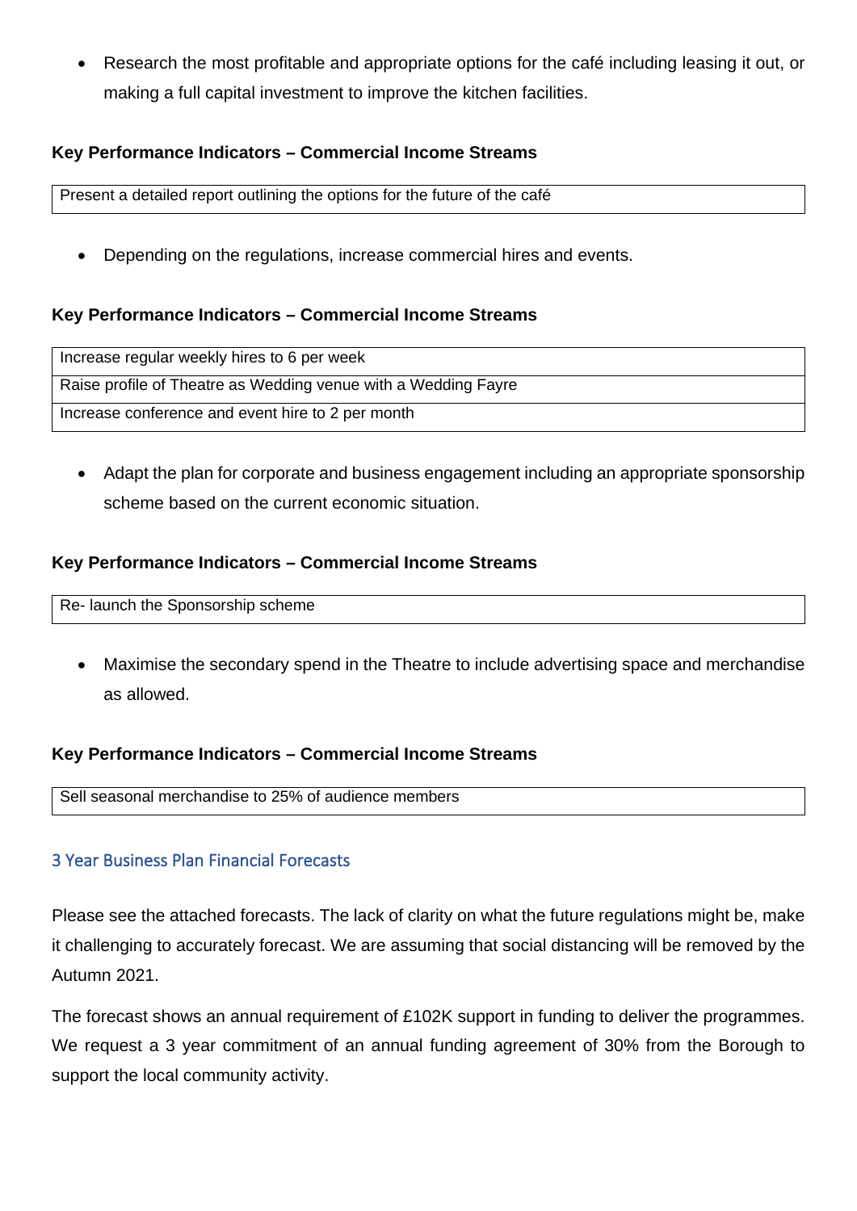- Research the most profitable and appropriate options for the café including leasing it out, or making a full capital investment to improve the kitchen facilities.

**Key Performance Indicators – Commercial Income Streams**

| Present a detailed report outlining the options for the future of the café |
|---|

- Depending on the regulations, increase commercial hires and events.

**Key Performance Indicators – Commercial Income Streams**

| Increase regular weekly hires to 6 per week |
|---|
| Raise profile of Theatre as Wedding venue with a Wedding Fayre |
| Increase conference and event hire to 2 per month |

- Adapt the plan for corporate and business engagement including an appropriate sponsorship scheme based on the current economic situation.

**Key Performance Indicators – Commercial Income Streams**

| Re- launch the Sponsorship scheme |
|---|

- Maximise the secondary spend in the Theatre to include advertising space and merchandise as allowed.

**Key Performance Indicators – Commercial Income Streams**

| Sell seasonal merchandise to 25% of audience members |
|---|

## 3 Year Business Plan Financial Forecasts

Please see the attached forecasts. The lack of clarity on what the future regulations might be, make it challenging to accurately forecast. We are assuming that social distancing will be removed by the Autumn 2021.

The forecast shows an annual requirement of £102K support in funding to deliver the programmes. We request a 3 year commitment of an annual funding agreement of 30% from the Borough to support the local community activity.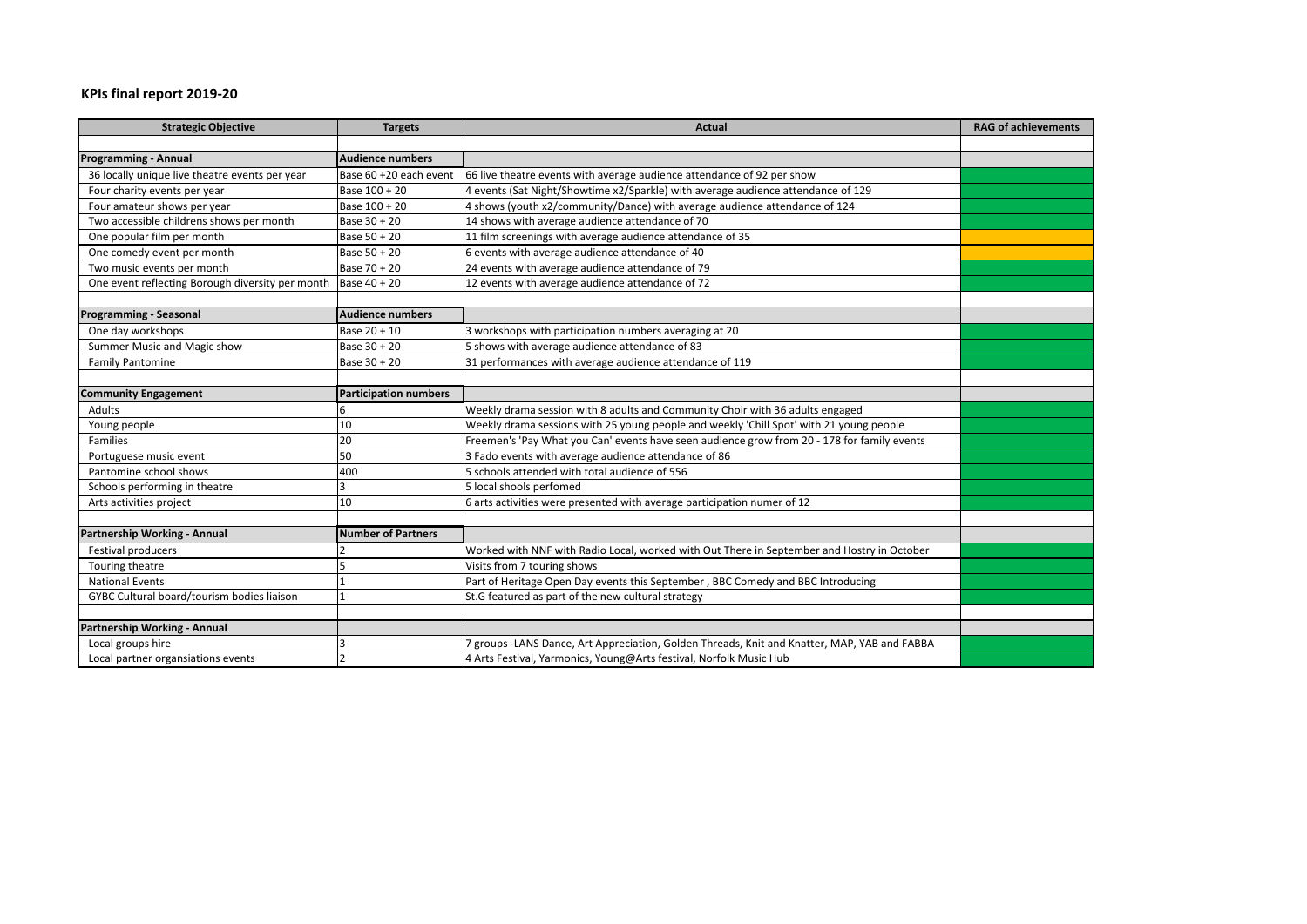## KPIs final report 2019-20

| Strategic Objective | Targets | Actual | RAG of achievements |
|---|---|---|---|
| | | | |
| **Programming - Annual** | **Audience numbers** | | |
| 36 locally unique live theatre events per year | Base 60 +20 each event | 66 live theatre events with average audience attendance of 92 per show | |
| Four charity events per year | Base 100 + 20 | 4 events (Sat Night/Showtime x2/Sparkle) with average audience attendance of 129 | |
| Four amateur shows per year | Base 100 + 20 | 4 shows (youth x2/community/Dance) with average audience attendance of 124 | |
| Two accessible childrens shows per month | Base 30 + 20 | 14 shows with average audience attendance of 70 | |
| One popular film per month | Base 50 + 20 | 11 film screenings with average audience attendance of 35 | |
| One comedy event per month | Base 50 + 20 | 6 events with average audience attendance of 40 | |
| Two music events per month | Base 70 + 20 | 24 events with average audience attendance of 79 | |
| One event reflecting Borough diversity per month | Base 40 + 20 | 12 events with average audience attendance of 72 | |
| | | | |
| **Programming - Seasonal** | **Audience numbers** | | |
| One day workshops | Base 20 + 10 | 3 workshops with participation numbers averaging at 20 | |
| Summer Music and Magic show | Base 30 + 20 | 5 shows with average audience attendance of 83 | |
| Family Pantomine | Base 30 + 20 | 31 performances with average audience attendance of 119 | |
| | | | |
| **Community Engagement** | **Participation numbers** | | |
| Adults | 6 | Weekly drama session with 8 adults and Community Choir with 36 adults engaged | |
| Young people | 10 | Weekly drama sessions with 25 young people and weekly 'Chill Spot' with 21 young people | |
| Families | 20 | Freemen's 'Pay What you Can' events have seen audience grow from 20 - 178 for family events | |
| Portuguese music event | 50 | 3 Fado events with average audience attendance of 86 | |
| Pantomine school shows | 400 | 5 schools attended with total audience of 556 | |
| Schools performing in theatre | 3 | 5 local shools perfomed | |
| Arts activities project | 10 | 6 arts activities were presented with average participation numer of 12 | |
| | | | |
| **Partnership Working - Annual** | **Number of Partners** | | |
| Festival producers | 2 | Worked with NNF with Radio Local, worked with Out There in September and Hostry in October | |
| Touring theatre | 5 | Visits from 7 touring shows | |
| National Events | 1 | Part of Heritage Open Day events this September , BBC Comedy and BBC Introducing | |
| GYBC Cultural board/tourism bodies liaison | 1 | St.G featured as part of the new cultural strategy | |
| | | | |
| **Partnership Working - Annual** | | | |
| Local groups hire | 3 | 7 groups -LANS Dance, Art Appreciation, Golden Threads, Knit and Knatter, MAP, YAB and FABBA | |
| Local partner organsiations events | 2 | 4 Arts Festival, Yarmonics, Young@Arts festival, Norfolk Music Hub | |